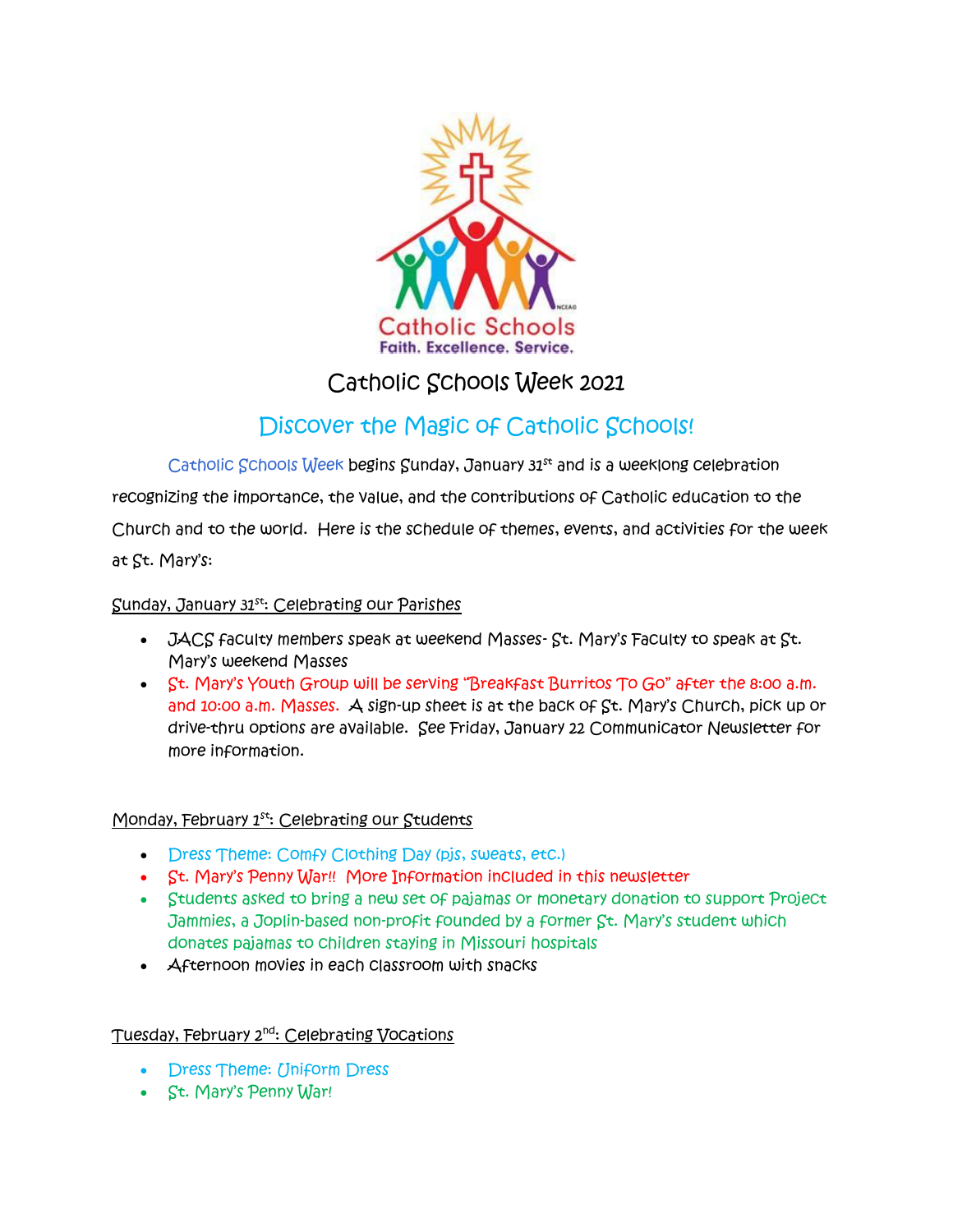Catholic Schools

Faith. Excellence. Service.

# Catholic Schools Week 2021

## Discover the Magic of Catholic Schools!

Catholic Schools Week begins Sunday, January 31st and is a weeklong celebration recognizing the importance, the value, and the contributions of Catholic education to the Church and to the world. Here is the schedule of themes, events, and activities for the week at St. Mary's:

Sunday, January 31st: Celebrating our Parishes

- JACS faculty members speak at weekend Masses- St. Mary's Faculty to speak at St. Mary's weekend Masses
- St. Mary's Youth Group will be serving "Breakfast Burritos To Go" after the 8:00 a.m. and 10:00 a.m. Masses. A sign-up sheet is at the back of St. Mary's Church, pick up or drive-thru options are available. See Friday, January 22 Communicator Newsletter for more information.

Monday, February 1st: Celebrating our Students

- Dress Theme: Comfy Clothing Day (pjs, sweats, etc.)
- St. Mary's Penny War!! More Information included in this newsletter
- Students asked to bring a new set of pajamas or monetary donation to support Project Jammies, a Joplin-based non-profit founded by a former St. Mary's student which donates pajamas to children staying in Missouri hospitals
- Afternoon movies in each classroom with snacks

Tuesday, February 2nd: Celebrating Vocations

- Dress Theme: Uniform Dress
- St. Mary's Penny War!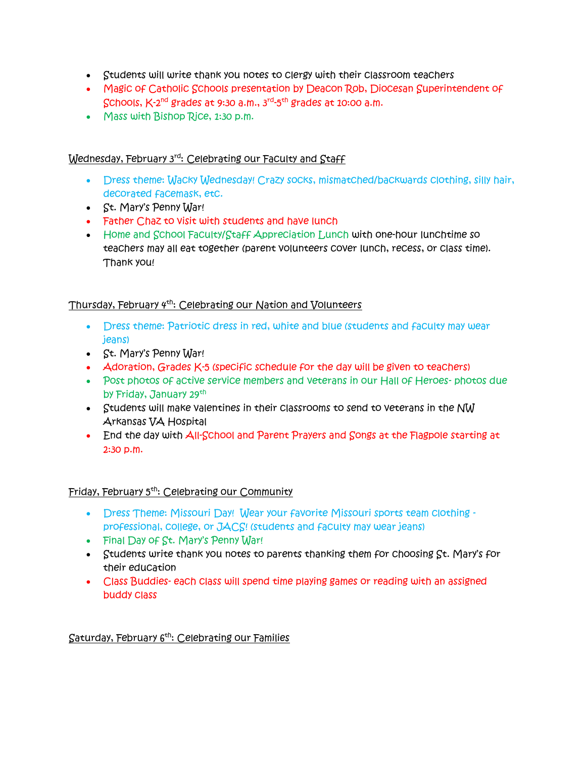- Students will write thank you notes to clergy with their classroom teachers
- Magic of Catholic Schools presentation by Deacon Rob, Diocesan Superintendent of Schools, K-2nd grades at 9:30 a.m., 3rd-5th grades at 10:00 a.m.
- Mass with Bishop Rice, 1:30 p.m.

<u>Wednesday, February 3rd: Celebrating our Faculty and Staff</u>

- Dress theme: Wacky Wednesday! Crazy socks, mismatched/backwards clothing, silly hair, decorated facemask, etc.
- St. Mary's Penny War!
- Father Chaz to visit with students and have lunch
- Home and School Faculty/Staff Appreciation Lunch with one-hour lunchtime so teachers may all eat together (parent volunteers cover lunch, recess, or class time). Thank you!

<u>Thursday, February 4th: Celebrating our Nation and Volunteers</u>

- Dress theme: Patriotic dress in red, white and blue (students and faculty may wear jeans)
- St. Mary's Penny War!
- Adoration, Grades K-5 (specific schedule for the day will be given to teachers)
- Post photos of active service members and veterans in our Hall of Heroes- photos due by Friday, January 29th
- Students will make valentines in their classrooms to send to veterans in the NW Arkansas VA Hospital
- End the day with All-School and Parent Prayers and Songs at the Flagpole starting at 2:30 p.m.

<u>Friday, February 5th: Celebrating our Community</u>

- Dress Theme: Missouri Day! Wear your favorite Missouri sports team clothing - professional, college, or JACS! (students and faculty may wear jeans)
- Final Day of St. Mary's Penny War!
- Students write thank you notes to parents thanking them for choosing St. Mary's for their education
- Class Buddies- each class will spend time playing games or reading with an assigned buddy class

<u>Saturday, February 6th: Celebrating our Families</u>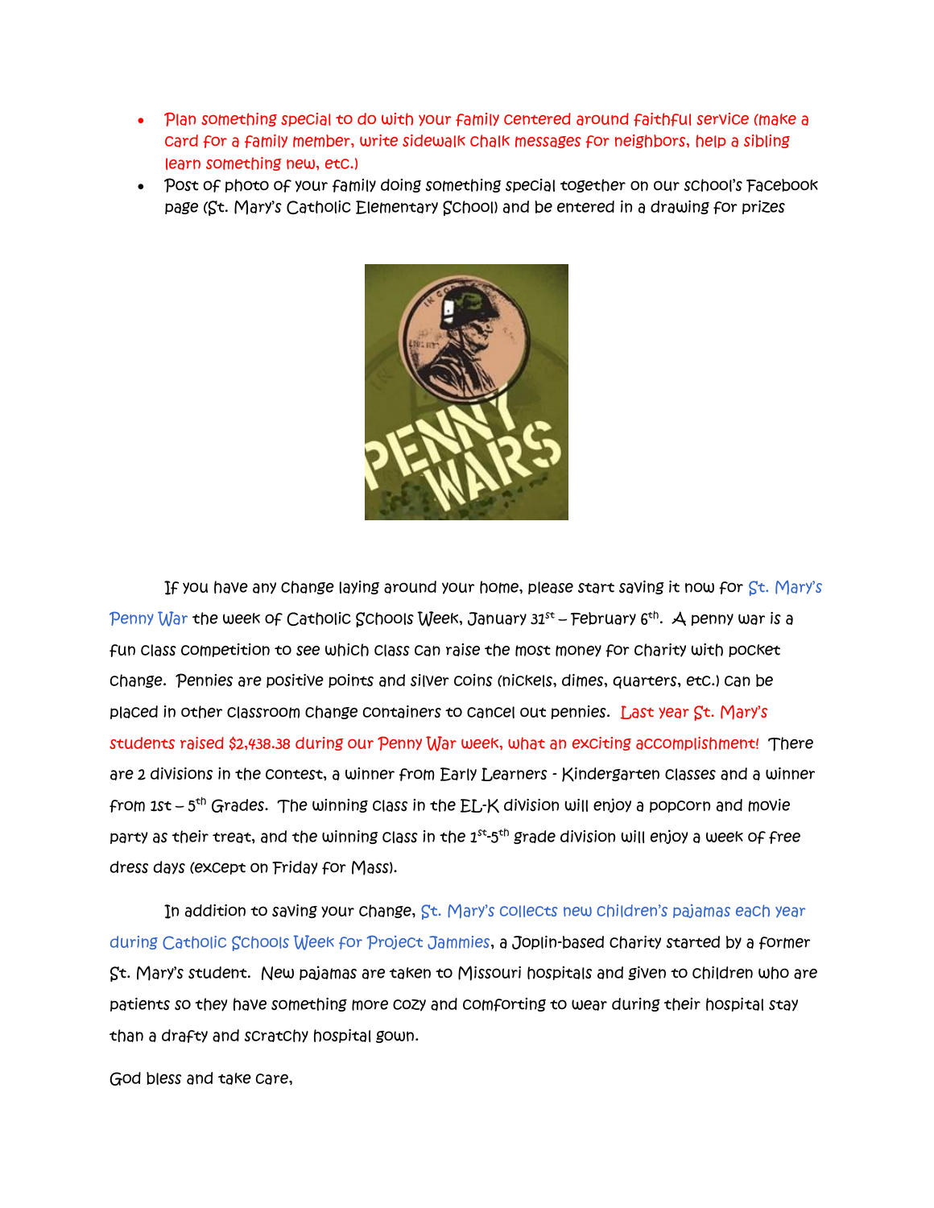- Plan something special to do with your family centered around faithful service (make a card for a family member, write sidewalk chalk messages for neighbors, help a sibling learn something new, etc.)
- Post of photo of your family doing something special together on our school's Facebook page (St. Mary's Catholic Elementary School) and be entered in a drawing for prizes

If you have any change laying around your home, please start saving it now for St. Mary's Penny War the week of Catholic Schools Week, January 31st – February 6th. A penny war is a fun class competition to see which class can raise the most money for charity with pocket change. Pennies are positive points and silver coins (nickels, dimes, quarters, etc.) can be placed in other classroom change containers to cancel out pennies. Last year St. Mary's students raised $2,438.38 during our Penny War week, what an exciting accomplishment! There are 2 divisions in the contest, a winner from Early Learners - Kindergarten classes and a winner from 1st – 5th Grades. The winning class in the EL-K division will enjoy a popcorn and movie party as their treat, and the winning class in the 1st-5th grade division will enjoy a week of free dress days (except on Friday for Mass).

In addition to saving your change, St. Mary's collects new children's pajamas each year during Catholic Schools Week for Project Jammies, a Joplin-based charity started by a former St. Mary's student. New pajamas are taken to Missouri hospitals and given to children who are patients so they have something more cozy and comforting to wear during their hospital stay than a drafty and scratchy hospital gown.

God bless and take care,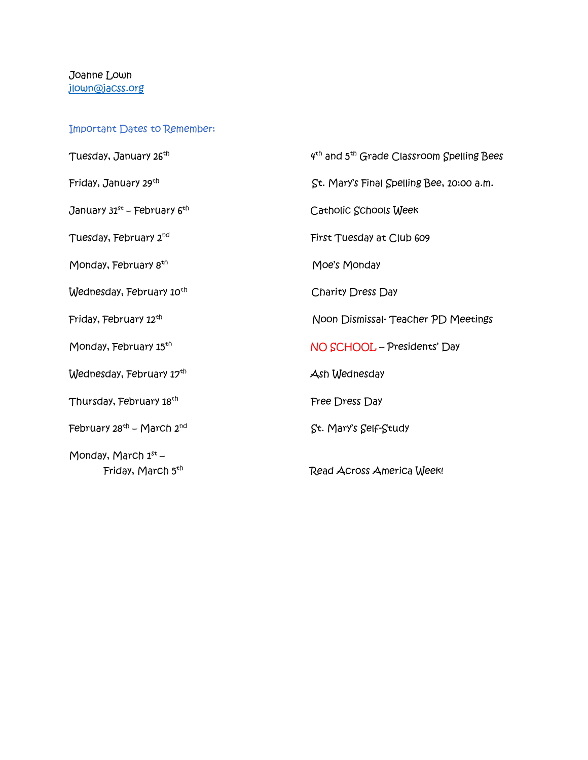Joanne Lown
jlown@jacss.org

### Important Dates to Remember:

| | |
|---|---|
| Tuesday, January 26th | 4th and 5th Grade Classroom Spelling Bees |
| Friday, January 29th | St. Mary's Final Spelling Bee, 10:00 a.m. |
| January 31st – February 6th | Catholic Schools Week |
| Tuesday, February 2nd | First Tuesday at Club 609 |
| Monday, February 8th | Moe's Monday |
| Wednesday, February 10th | Charity Dress Day |
| Friday, February 12th | Noon Dismissal- Teacher PD Meetings |
| Monday, February 15th | NO SCHOOL – Presidents' Day |
| Wednesday, February 17th | Ash Wednesday |
| Thursday, February 18th | Free Dress Day |
| February 28th – March 2nd | St. Mary's Self-Study |
| Monday, March 1st – Friday, March 5th | Read Across America Week! |